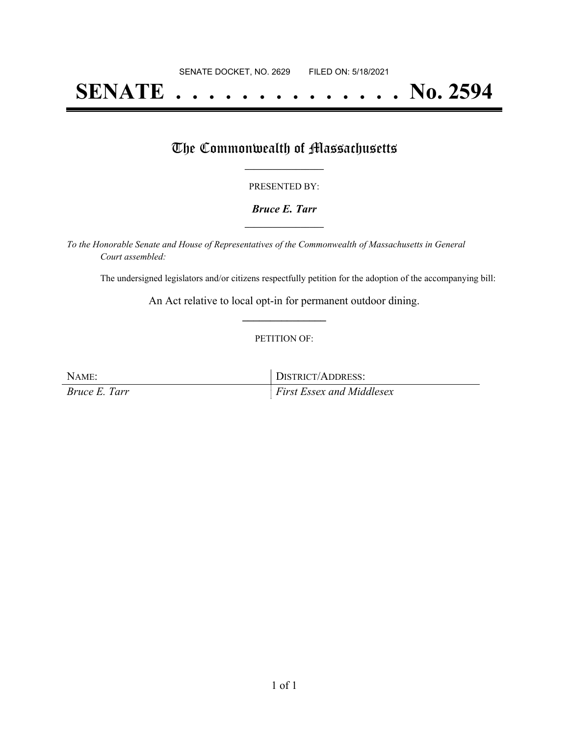SENATE DOCKET, NO. 2629 FILED ON: 5/18/2021

# SENATE . . . . . . . . . . . . . . No. 2594

## The Commonwealth of Massachusetts

PRESENTED BY:

***Bruce E. Tarr***

*To the Honorable Senate and House of Representatives of the Commonwealth of Massachusetts in General Court assembled:*

The undersigned legislators and/or citizens respectfully petition for the adoption of the accompanying bill:

An Act relative to local opt-in for permanent outdoor dining.

PETITION OF:

| NAME: | DISTRICT/ADDRESS: |
| --- | --- |
| *Bruce E. Tarr* | *First Essex and Middlesex* |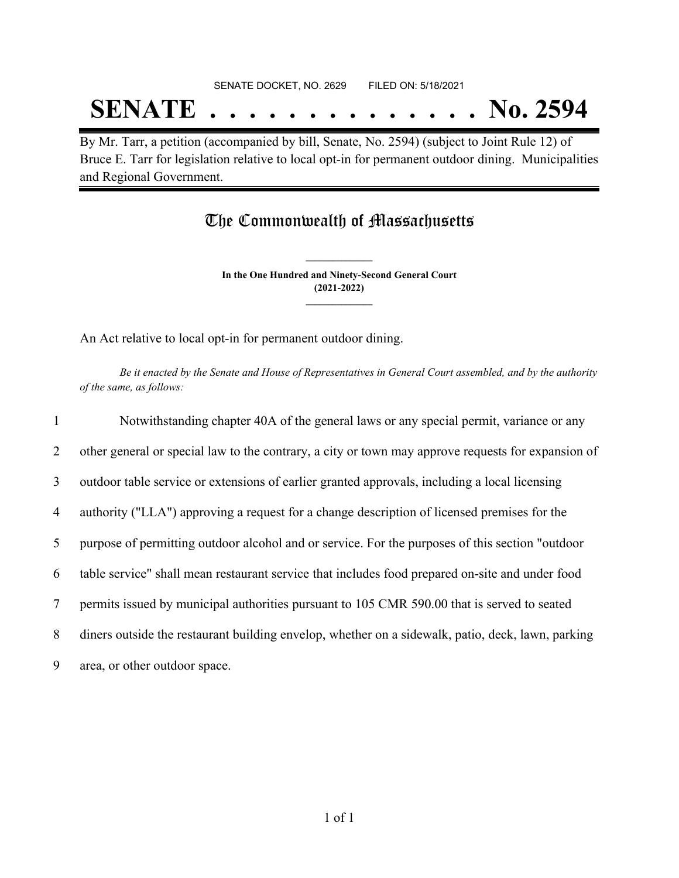SENATE DOCKET, NO. 2629        FILED ON: 5/18/2021

# SENATE . . . . . . . . . . . . . . No. 2594

By Mr. Tarr, a petition (accompanied by bill, Senate, No. 2594) (subject to Joint Rule 12) of Bruce E. Tarr for legislation relative to local opt-in for permanent outdoor dining. Municipalities and Regional Government.

## The Commonwealth of Massachusetts

**In the One Hundred and Ninety-Second General Court (2021-2022)**

An Act relative to local opt-in for permanent outdoor dining.

*Be it enacted by the Senate and House of Representatives in General Court assembled, and by the authority of the same, as follows:*

1 Notwithstanding chapter 40A of the general laws or any special permit, variance or any
2 other general or special law to the contrary, a city or town may approve requests for expansion of
3 outdoor table service or extensions of earlier granted approvals, including a local licensing
4 authority ("LLA") approving a request for a change description of licensed premises for the
5 purpose of permitting outdoor alcohol and or service. For the purposes of this section "outdoor
6 table service" shall mean restaurant service that includes food prepared on-site and under food
7 permits issued by municipal authorities pursuant to 105 CMR 590.00 that is served to seated
8 diners outside the restaurant building envelop, whether on a sidewalk, patio, deck, lawn, parking
9 area, or other outdoor space.